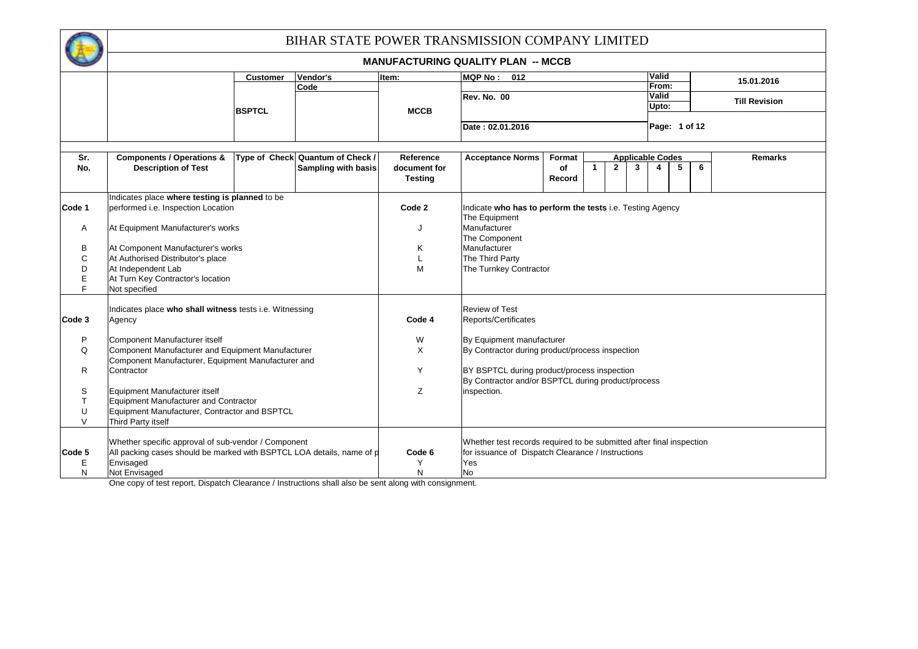# BIHAR STATE POWER TRANSMISSION COMPANY LIMITED

## MANUFACTURING QUALITY PLAN -- MCCB

| | Customer | Vendor's Code | Item: | MQP No : 012 | Valid From: | 15.01.2016 |
|---|---|---|---|---|---|---|
| | BSPTCL | | MCCB | Rev. No. 00 | Valid Upto: | Till Revision |
| | | | | Date : 02.01.2016 | Page: 1 of 12 | |

| Sr. No. | Components / Operations & Description of Test | Type of Check | Quantum of Check / Sampling with basis | Reference document for Testing | Acceptance Norms | Format of Record | Applicable Codes 1 | 2 | 3 | 4 | 5 | 6 | Remarks |
|---|---|---|---|---|---|---|---|---|---|---|---|---|---|

| Code 1 | Indicates place **where testing is planned** to be performed i.e. Inspection Location | Code 2 | Indicate **who has to perform the tests** i.e. Testing Agency |
|---|---|---|---|
| A | At Equipment Manufacturer's works | J | The Equipment Manufacturer |
| B | At Component Manufacturer's works | K | The Component Manufacturer |
| C | At Authorised Distributor's place | L | The Third Party |
| D | At Independent Lab | M | The Turnkey Contractor |
| E | At Turn Key Contractor's location | | |
| F | Not specified | | |
| **Code 3** | Indicates place **who shall witness** tests i.e. Witnessing Agency | **Code 4** | Review of Test Reports/Certificates |
| P | Component Manufacturer itself | W | By Equipment manufacturer |
| Q | Component Manufacturer and Equipment Manufacturer | X | By Contractor during product/process inspection |
| R | Component Manufacturer, Equipment Manufacturer and Contractor | Y | BY BSPTCL during product/process inspection |
| S | Equipment Manufacturer itself | Z | By Contractor and/or BSPTCL during product/process inspection. |
| T | Equipment Manufacturer and Contractor | | |
| U | Equipment Manufacturer, Contractor and BSPTCL | | |
| V | Third Party itself | | |
| **Code 5** | Whether specific approval of sub-vendor / Component<br>All packing cases should be marked with BSPTCL LOA details, name of p | **Code 6** | Whether test records required to be submitted after final inspection for issuance of Dispatch Clearance / Instructions |
| E | Envisaged | Y | Yes |
| N | Not Envisaged | N | No |

One copy of test report, Dispatch Clearance / Instructions shall also be sent along with consignment.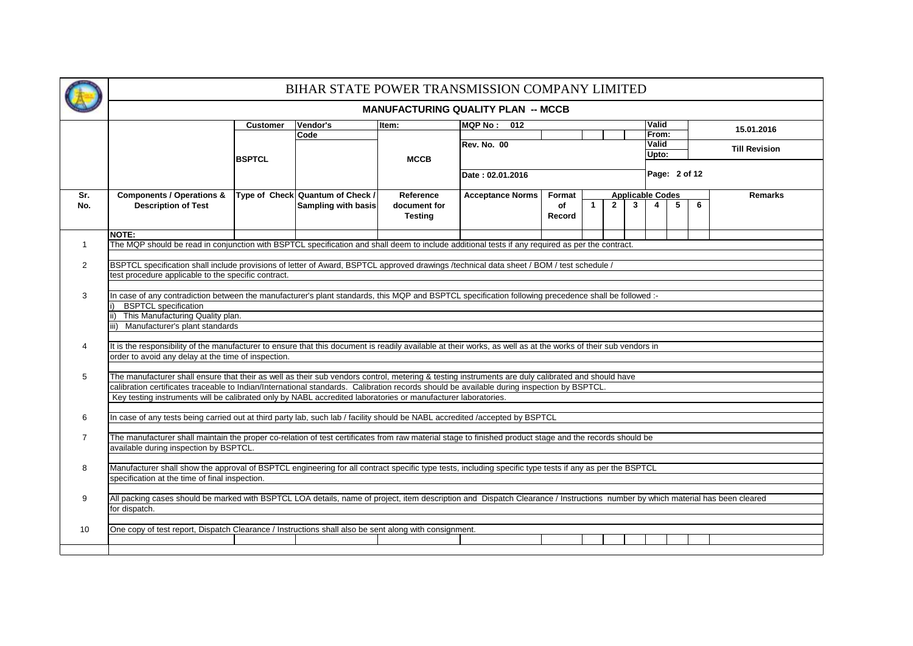# BIHAR STATE POWER TRANSMISSION COMPANY LIMITED

## MANUFACTURING QUALITY PLAN -- MCCB

| Customer | Vendor's Code | Item: | MQP No: 012 | Valid From: | 15.01.2016 |
|---|---|---|---|---|---|
| BSPTCL | | MCCB | Rev. No. 00 | Valid Upto: | Till Revision |
| | | | Date : 02.01.2016 | Page: 2 of 12 | |

| Sr. No. | Components / Operations & Description of Test | Type of Check | Quantum of Check / Sampling with basis | Reference document for Testing | Acceptance Norms | Format of Record | Applicable Codes 1 | 2 | 3 | 4 | 5 | 6 | Remarks |
|---|---|---|---|---|---|---|---|---|---|---|---|---|---|
| | **NOTE:** | | | | | | | | | | | | |

1. The MQP should be read in conjunction with BSPTCL specification and shall deem to include additional tests if any required as per the contract.

2. BSPTCL specification shall include provisions of letter of Award, BSPTCL approved drawings /technical data sheet / BOM / test schedule / test procedure applicable to the specific contract.

3. In case of any contradiction between the manufacturer's plant standards, this MQP and BSPTCL specification following precedence shall be followed :-
   i) BSPTCL specification
   ii) This Manufacturing Quality plan.
   iii) Manufacturer's plant standards

4. It is the responsibility of the manufacturer to ensure that this document is readily available at their works, as well as at the works of their sub vendors in order to avoid any delay at the time of inspection.

5. The manufacturer shall ensure that their as well as their sub vendors control, metering & testing instruments are duly calibrated and should have calibration certificates traceable to Indian/International standards. Calibration records should be available during inspection by BSPTCL. Key testing instruments will be calibrated only by NABL accredited laboratories or manufacturer laboratories.

6. In case of any tests being carried out at third party lab, such lab / facility should be NABL accredited /accepted by BSPTCL

7. The manufacturer shall maintain the proper co-relation of test certificates from raw material stage to finished product stage and the records should be available during inspection by BSPTCL.

8. Manufacturer shall show the approval of BSPTCL engineering for all contract specific type tests, including specific type tests if any as per the BSPTCL specification at the time of final inspection.

9. All packing cases should be marked with BSPTCL LOA details, name of project, item description and Dispatch Clearance / Instructions number by which material has been cleared for dispatch.

10. One copy of test report, Dispatch Clearance / Instructions shall also be sent along with consignment.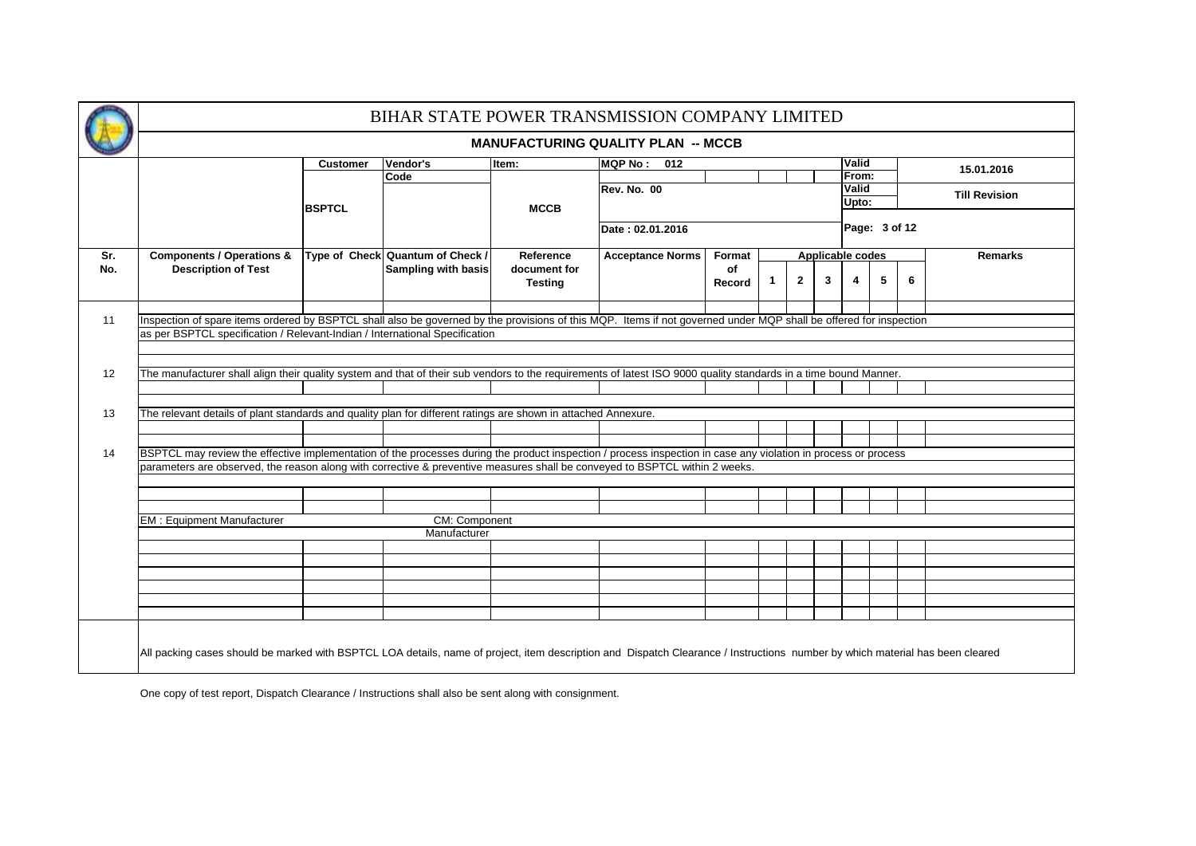# BIHAR STATE POWER TRANSMISSION COMPANY LIMITED

## MANUFACTURING QUALITY PLAN -- MCCB

| | Customer | Vendor's Code | Item: | MQP No : 012 | Valid From: | 15.01.2016 |
|---|---|---|---|---|---|---|
| | BSPTCL | | MCCB | Rev. No. 00 | Valid Upto: | Till Revision |
| | | | | Date : 02.01.2016 | Page: 3 of 12 | |

| Sr. No. | Components / Operations & Description of Test | Type of Check | Quantum of Check / Sampling with basis | Reference document for Testing | Acceptance Norms | Format of Record | 1 | 2 | 3 | 4 | 5 | 6 | Remarks |
|---|---|---|---|---|---|---|---|---|---|---|---|---|---|
| | | | | | | | Applicable codes | | | | | | |
| 11 | Inspection of spare items ordered by BSPTCL shall also be governed by the provisions of this MQP. Items if not governed under MQP shall be offered for inspection as per BSPTCL specification / Relevant-Indian / International Specification | | | | | | | | | | | | |
| 12 | The manufacturer shall align their quality system and that of their sub vendors to the requirements of latest ISO 9000 quality standards in a time bound Manner. | | | | | | | | | | | | |
| 13 | The relevant details of plant standards and quality plan for different ratings are shown in attached Annexure. | | | | | | | | | | | | |
| 14 | BSPTCL may review the effective implementation of the processes during the product inspection / process inspection in case any violation in process or process parameters are observed, the reason along with corrective & preventive measures shall be conveyed to BSPTCL within 2 weeks. | | | | | | | | | | | | |

EM : Equipment Manufacturer

CM: Component Manufacturer

All packing cases should be marked with BSPTCL LOA details, name of project, item description and Dispatch Clearance / Instructions number by which material has been cleared

One copy of test report, Dispatch Clearance / Instructions shall also be sent along with consignment.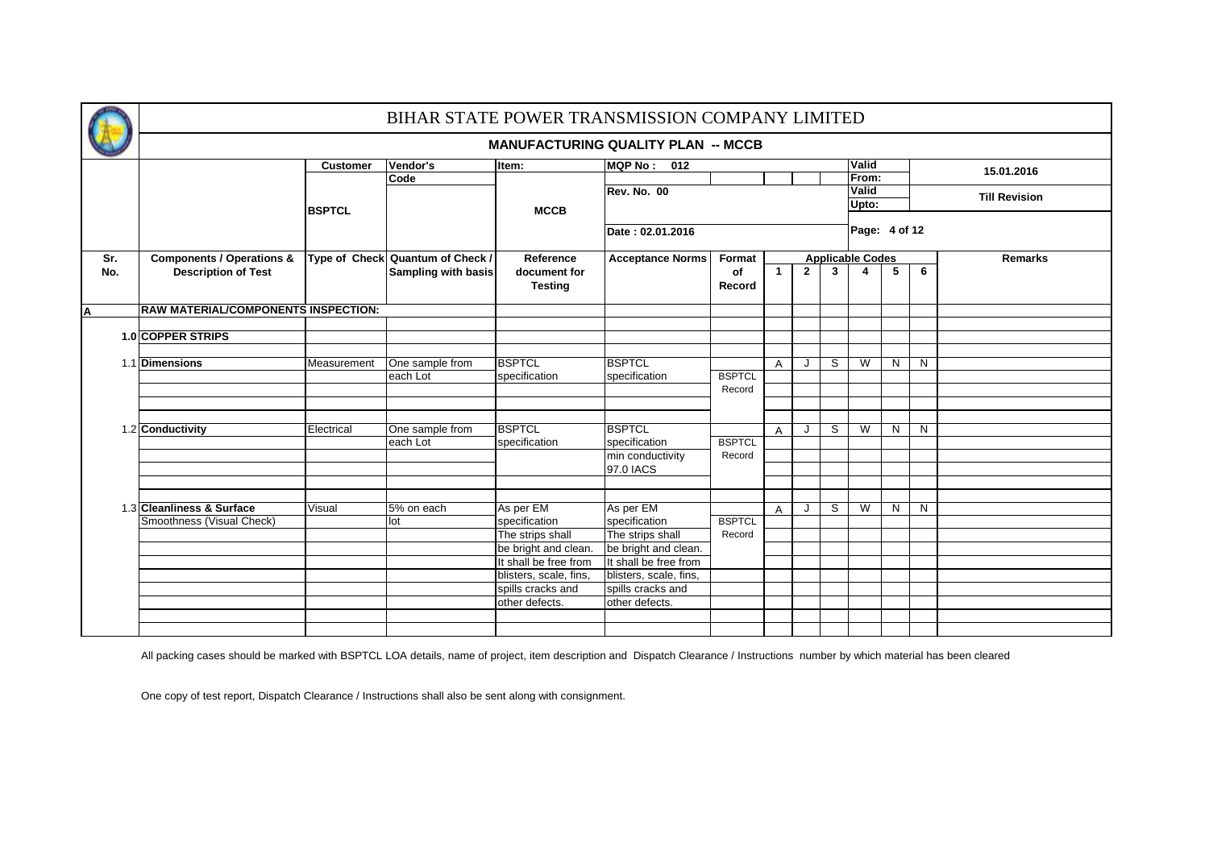# BIHAR STATE POWER TRANSMISSION COMPANY LIMITED

## MANUFACTURING QUALITY PLAN -- MCCB

| Customer | Vendor's Code | Item: | MQP No : 012 | Valid From: | 15.01.2016 |
|---|---|---|---|---|---|
| BSPTCL | | MCCB | Rev. No. 00 | Valid Upto: | Till Revision |
| | | | Date : 02.01.2016 | | |

| Sr. No. | Components / Operations & Description of Test | Type of Check | Quantum of Check / Sampling with basis | Reference document for Testing | Acceptance Norms | Format of Record | Applicable Codes 1 | 2 | 3 | 4 | 5 | 6 | Remarks |
|---|---|---|---|---|---|---|---|---|---|---|---|---|---|
| A | RAW MATERIAL/COMPONENTS INSPECTION: | | | | | | | | | | | | |
| 1.0 | COPPER STRIPS | | | | | | | | | | | | |
| 1.1 | **Dimensions** | Measurement | One sample from each Lot | BSPTCL specification | BSPTCL specification | BSPTCL Record | A | J | S | W | N | N | |
| 1.2 | **Conductivity** | Electrical | One sample from each Lot | BSPTCL specification | BSPTCL specification min conductivity 97.0 IACS | BSPTCL Record | A | J | S | W | N | N | |
| 1.3 | **Cleanliness & Surface** Smoothness (Visual Check) | Visual | 5% on each lot | As per EM specification The strips shall be bright and clean. It shall be free from blisters, scale, fins, spills cracks and other defects. | As per EM specification The strips shall be bright and clean. It shall be free from blisters, scale, fins, spills cracks and other defects. | BSPTCL Record | A | J | S | W | N | N | |

All packing cases should be marked with BSPTCL LOA details, name of project, item description and Dispatch Clearance / Instructions number by which material has been cleared

One copy of test report, Dispatch Clearance / Instructions shall also be sent along with consignment.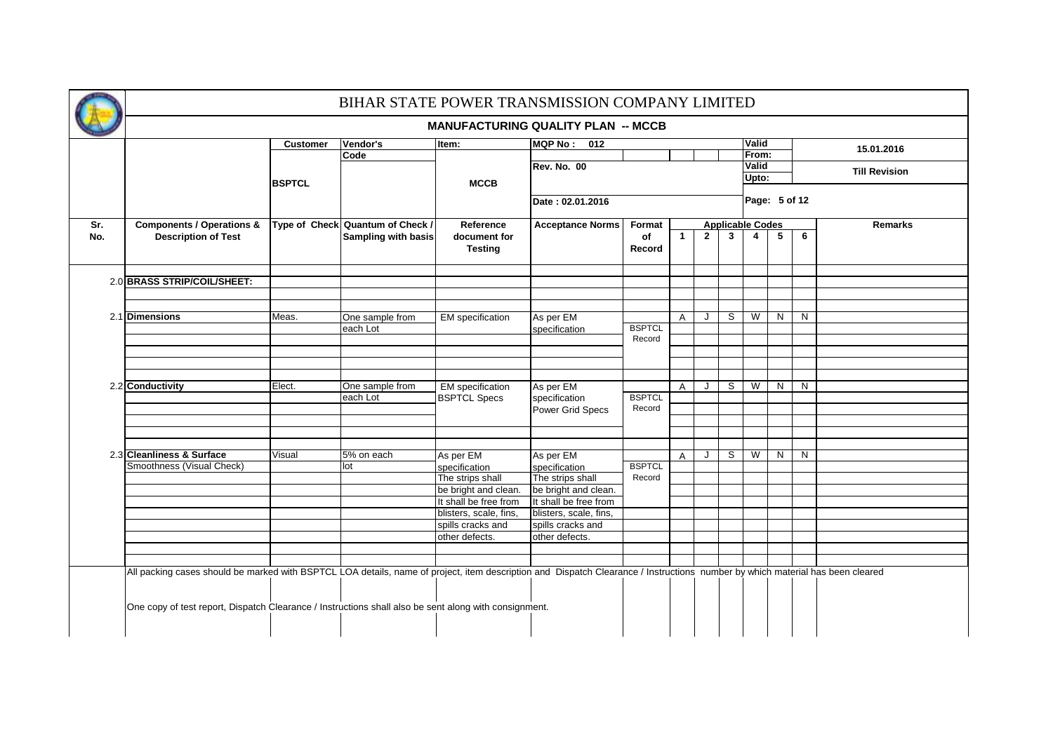# BIHAR STATE POWER TRANSMISSION COMPANY LIMITED

## MANUFACTURING QUALITY PLAN -- MCCB

| Customer | Vendor's Code | Item: | MQP No : 012 | Valid From: | 15.01.2016 |
|---|---|---|---|---|---|
| BSPTCL | | MCCB | Rev. No. 00 | Valid Upto: | Till Revision |
| | | | Date : 02.01.2016 | Page: 5 of 12 | |

| Sr. No. | Components / Operations & Description of Test | Type of Check | Quantum of Check / Sampling with basis | Reference document for Testing | Acceptance Norms | Format of Record | 1 | 2 | 3 | 4 | 5 | 6 | Remarks |
|---|---|---|---|---|---|---|---|---|---|---|---|---|---|
| | | | | | | | Applicable Codes | | | | | | |
| 2.0 | **BRASS STRIP/COIL/SHEET:** | | | | | | | | | | | | |
| 2.1 | **Dimensions** | Meas. | One sample from each Lot | EM specification | As per EM specification | BSPTCL Record | A | J | S | W | N | N | |
| 2.2 | **Conductivity** | Elect. | One sample from each Lot | EM specification BSPTCL Specs | As per EM specification Power Grid Specs | BSPTCL Record | A | J | S | W | N | N | |
| 2.3 | **Cleanliness & Surface** Smoothness (Visual Check) | Visual | 5% on each lot | As per EM specification The strips shall be bright and clean. It shall be free from blisters, scale, fins, spills cracks and other defects. | As per EM specification The strips shall be bright and clean. It shall be free from blisters, scale, fins, spills cracks and other defects. | BSPTCL Record | A | J | S | W | N | N | |

All packing cases should be marked with BSPTCL LOA details, name of project, item description and Dispatch Clearance / Instructions number by which material has been cleared

One copy of test report, Dispatch Clearance / Instructions shall also be sent along with consignment.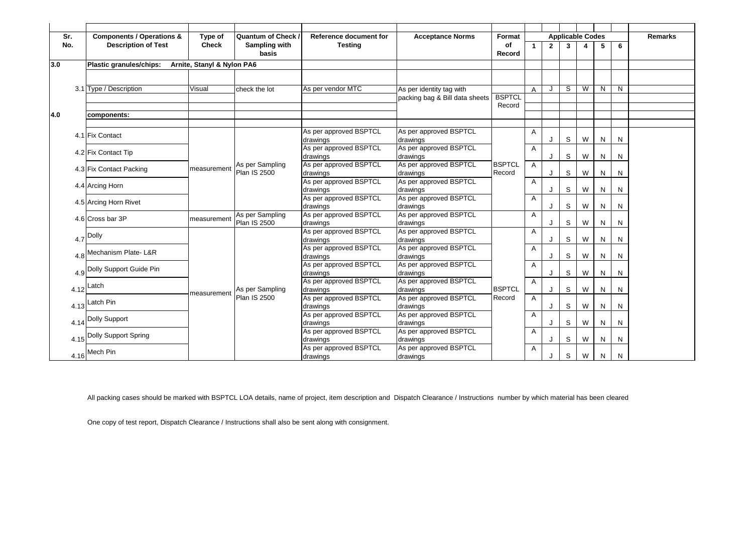| Sr. No. | Components / Operations & Description of Test | Type of Check | Quantum of Check / Sampling with basis | Reference document for Testing | Acceptance Norms | Format of Record | Applicable Codes | | | | | | Remarks |
|---|---|---|---|---|---|---|---|---|---|---|---|---|---|
| | | | | | | | 1 | 2 | 3 | 4 | 5 | 6 | |
| 3.0 | Plastic granules/chips: | Arnite, Stanyl & Nylon PA6 | | | | | | | | | | | |
| 3.1 | Type / Description | Visual | check the lot | As per vendor MTC | As per identity tag with packing bag & Bill data sheets | BSPTCL Record | A | J | S | W | N | N | |
| 4.0 | components: | | | | | | | | | | | | |
| 4.1 | Fix Contact | measurement | As per Sampling Plan IS 2500 | As per approved BSPTCL drawings | As per approved BSPTCL drawings | BSPTCL Record | A | J | S | W | N | N | |
| 4.2 | Fix Contact Tip | measurement | As per Sampling Plan IS 2500 | As per approved BSPTCL drawings | As per approved BSPTCL drawings | BSPTCL Record | A | J | S | W | N | N | |
| 4.3 | Fix Contact Packing | measurement | As per Sampling Plan IS 2500 | As per approved BSPTCL drawings | As per approved BSPTCL drawings | BSPTCL Record | A | J | S | W | N | N | |
| 4.4 | Arcing Horn | measurement | As per Sampling Plan IS 2500 | As per approved BSPTCL drawings | As per approved BSPTCL drawings | BSPTCL Record | A | J | S | W | N | N | |
| 4.5 | Arcing Horn Rivet | measurement | As per Sampling Plan IS 2500 | As per approved BSPTCL drawings | As per approved BSPTCL drawings | BSPTCL Record | A | J | S | W | N | N | |
| 4.6 | Cross bar 3P | measurement | As per Sampling Plan IS 2500 | As per approved BSPTCL drawings | As per approved BSPTCL drawings | | A | J | S | W | N | N | |
| 4.7 | Dolly | measurement | As per Sampling Plan IS 2500 | As per approved BSPTCL drawings | As per approved BSPTCL drawings | BSPTCL Record | A | J | S | W | N | N | |
| 4.8 | Mechanism Plate- L&R | measurement | As per Sampling Plan IS 2500 | As per approved BSPTCL drawings | As per approved BSPTCL drawings | BSPTCL Record | A | J | S | W | N | N | |
| 4.9 | Dolly Support Guide Pin | measurement | As per Sampling Plan IS 2500 | As per approved BSPTCL drawings | As per approved BSPTCL drawings | BSPTCL Record | A | J | S | W | N | N | |
| 4.12 | Latch | measurement | As per Sampling Plan IS 2500 | As per approved BSPTCL drawings | As per approved BSPTCL drawings | BSPTCL Record | A | J | S | W | N | N | |
| 4.13 | Latch Pin | measurement | As per Sampling Plan IS 2500 | As per approved BSPTCL drawings | As per approved BSPTCL drawings | BSPTCL Record | A | J | S | W | N | N | |
| 4.14 | Dolly Support | measurement | As per Sampling Plan IS 2500 | As per approved BSPTCL drawings | As per approved BSPTCL drawings | BSPTCL Record | A | J | S | W | N | N | |
| 4.15 | Dolly Support Spring | measurement | As per Sampling Plan IS 2500 | As per approved BSPTCL drawings | As per approved BSPTCL drawings | BSPTCL Record | A | J | S | W | N | N | |
| 4.16 | Mech Pin | measurement | As per Sampling Plan IS 2500 | As per approved BSPTCL drawings | As per approved BSPTCL drawings | BSPTCL Record | A | J | S | W | N | N | |

All packing cases should be marked with BSPTCL LOA details, name of project, item description and Dispatch Clearance / Instructions number by which material has been cleared

One copy of test report, Dispatch Clearance / Instructions shall also be sent along with consignment.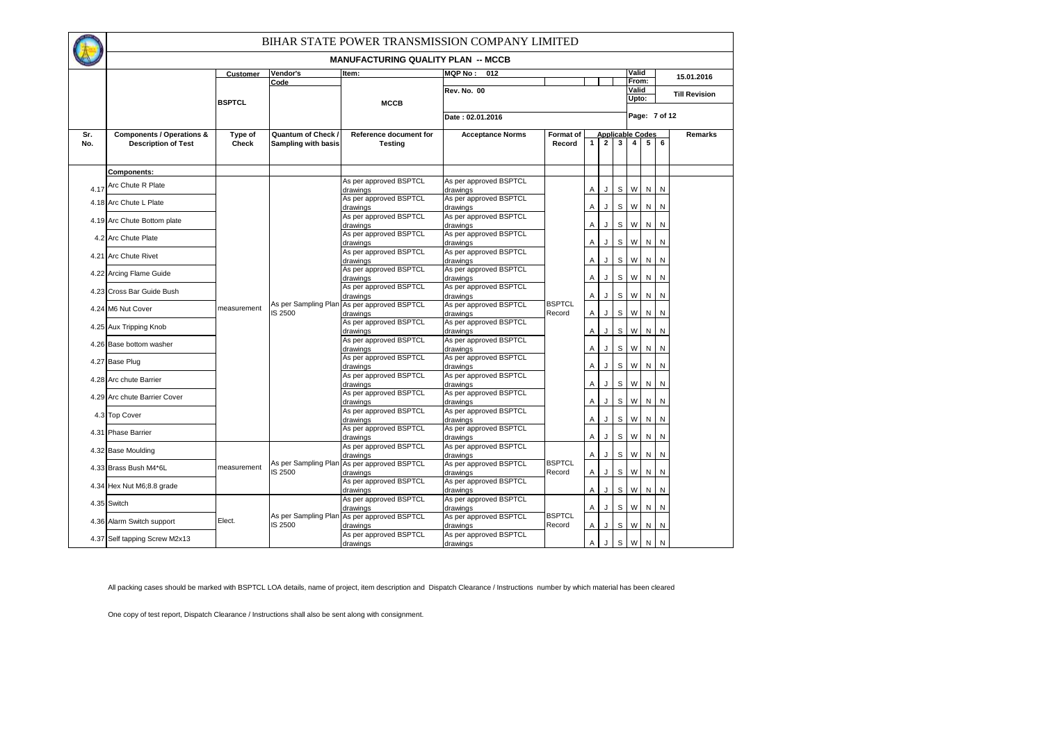# BIHAR STATE POWER TRANSMISSION COMPANY LIMITED

## MANUFACTURING QUALITY PLAN -- MCCB

| Customer | Vendor's Code | Item: | MQP No : 012 | Valid From: | 15.01.2016 |
|---|---|---|---|---|---|
| BSPTCL | | MCCB | Rev. No. 00 | Valid Upto: | Till Revision |
| | | | Date : 02.01.2016 | Page: 7 of 12 | |

| Sr. No. | Components / Operations & Description of Test | Type of Check | Quantum of Check / Sampling with basis | Reference document for Testing | Acceptance Norms | Format of Record | Applicable Codes 1 | 2 | 3 | 4 | 5 | 6 | Remarks |
|---|---|---|---|---|---|---|---|---|---|---|---|---|---|
| | **Components:** | | | | | | | | | | | | |
| 4.17 | Arc Chute R Plate | measurement | As per Sampling Plan IS 2500 | As per approved BSPTCL drawings | As per approved BSPTCL drawings | BSPTCL Record | A | J | S | W | N | N | |
| 4.18 | Arc Chute L Plate | | | As per approved BSPTCL drawings | As per approved BSPTCL drawings | | A | J | S | W | N | N | |
| 4.19 | Arc Chute Bottom plate | | | As per approved BSPTCL drawings | As per approved BSPTCL drawings | | A | J | S | W | N | N | |
| 4.2 | Arc Chute Plate | | | As per approved BSPTCL drawings | As per approved BSPTCL drawings | | A | J | S | W | N | N | |
| 4.21 | Arc Chute Rivet | | | As per approved BSPTCL drawings | As per approved BSPTCL drawings | | A | J | S | W | N | N | |
| 4.22 | Arcing Flame Guide | | | As per approved BSPTCL drawings | As per approved BSPTCL drawings | | A | J | S | W | N | N | |
| 4.23 | Cross Bar Guide Bush | | | As per approved BSPTCL drawings | As per approved BSPTCL drawings | | A | J | S | W | N | N | |
| 4.24 | M6 Nut Cover | | | As per approved BSPTCL drawings | As per approved BSPTCL drawings | | A | J | S | W | N | N | |
| 4.25 | Aux Tripping Knob | | | As per approved BSPTCL drawings | As per approved BSPTCL drawings | | A | J | S | W | N | N | |
| 4.26 | Base bottom washer | | | As per approved BSPTCL drawings | As per approved BSPTCL drawings | | A | J | S | W | N | N | |
| 4.27 | Base Plug | | | As per approved BSPTCL drawings | As per approved BSPTCL drawings | | A | J | S | W | N | N | |
| 4.28 | Arc chute Barrier | | | As per approved BSPTCL drawings | As per approved BSPTCL drawings | | A | J | S | W | N | N | |
| 4.29 | Arc chute Barrier Cover | | | As per approved BSPTCL drawings | As per approved BSPTCL drawings | | A | J | S | W | N | N | |
| 4.3 | Top Cover | | | As per approved BSPTCL drawings | As per approved BSPTCL drawings | | A | J | S | W | N | N | |
| 4.31 | Phase Barrier | | | As per approved BSPTCL drawings | As per approved BSPTCL drawings | | A | J | S | W | N | N | |
| 4.32 | Base Moulding | measurement | As per Sampling Plan IS 2500 | As per approved BSPTCL drawings | As per approved BSPTCL drawings | BSPTCL Record | A | J | S | W | N | N | |
| 4.33 | Brass Bush M4*6L | | | As per approved BSPTCL drawings | As per approved BSPTCL drawings | | A | J | S | W | N | N | |
| 4.34 | Hex Nut M6;8.8 grade | | | As per approved BSPTCL drawings | As per approved BSPTCL drawings | | A | J | S | W | N | N | |
| 4.35 | Switch | Elect. | As per Sampling Plan IS 2500 | As per approved BSPTCL drawings | As per approved BSPTCL drawings | BSPTCL Record | A | J | S | W | N | N | |
| 4.36 | Alarm Switch support | | | As per approved BSPTCL drawings | As per approved BSPTCL drawings | | A | J | S | W | N | N | |
| 4.37 | Self tapping Screw M2x13 | | | As per approved BSPTCL drawings | As per approved BSPTCL drawings | | A | J | S | W | N | N | |

All packing cases should be marked with BSPTCL LOA details, name of project, item description and Dispatch Clearance / Instructions number by which material has been cleared

One copy of test report, Dispatch Clearance / Instructions shall also be sent along with consignment.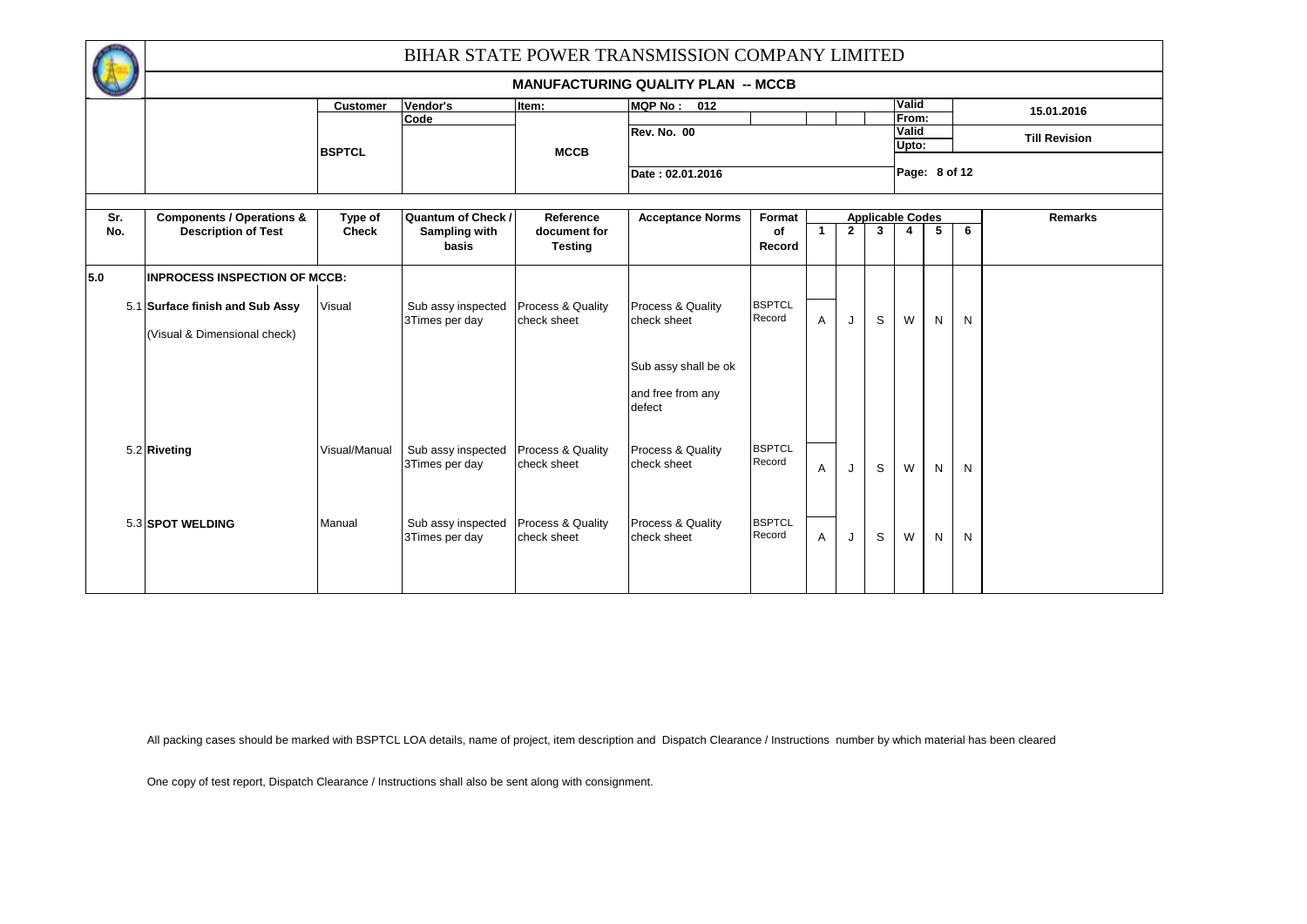# BIHAR STATE POWER TRANSMISSION COMPANY LIMITED

## MANUFACTURING QUALITY PLAN -- MCCB

| Customer | Vendor's Code | Item: | MQP No : 012 | Valid From: | 15.01.2016 |
|---|---|---|---|---|---|
| BSPTCL | | MCCB | Rev. No. 00 | Valid Upto: | Till Revision |
| | | | Date : 02.01.2016 | Page: 8 of 12 | |

| Sr. No. | Components / Operations & Description of Test | Type of Check | Quantum of Check / Sampling with basis | Reference document for Testing | Acceptance Norms | Format of Record | Applicable Codes 1 | 2 | 3 | 4 | 5 | 6 | Remarks |
|---|---|---|---|---|---|---|---|---|---|---|---|---|---|
| 5.0 | **INPROCESS INSPECTION OF MCCB:** | | | | | | | | | | | | |
| 5.1 | **Surface finish and Sub Assy** (Visual & Dimensional check) | Visual | Sub assy inspected 3Times per day | Process & Quality check sheet | Process & Quality check sheet<br>Sub assy shall be ok and free from any defect | BSPTCL Record | A | J | S | W | N | N | |
| 5.2 | **Riveting** | Visual/Manual | Sub assy inspected 3Times per day | Process & Quality check sheet | Process & Quality check sheet | BSPTCL Record | A | J | S | W | N | N | |
| 5.3 | **SPOT WELDING** | Manual | Sub assy inspected 3Times per day | Process & Quality check sheet | Process & Quality check sheet | BSPTCL Record | A | J | S | W | N | N | |

All packing cases should be marked with BSPTCL LOA details, name of project, item description and Dispatch Clearance / Instructions number by which material has been cleared

One copy of test report, Dispatch Clearance / Instructions shall also be sent along with consignment.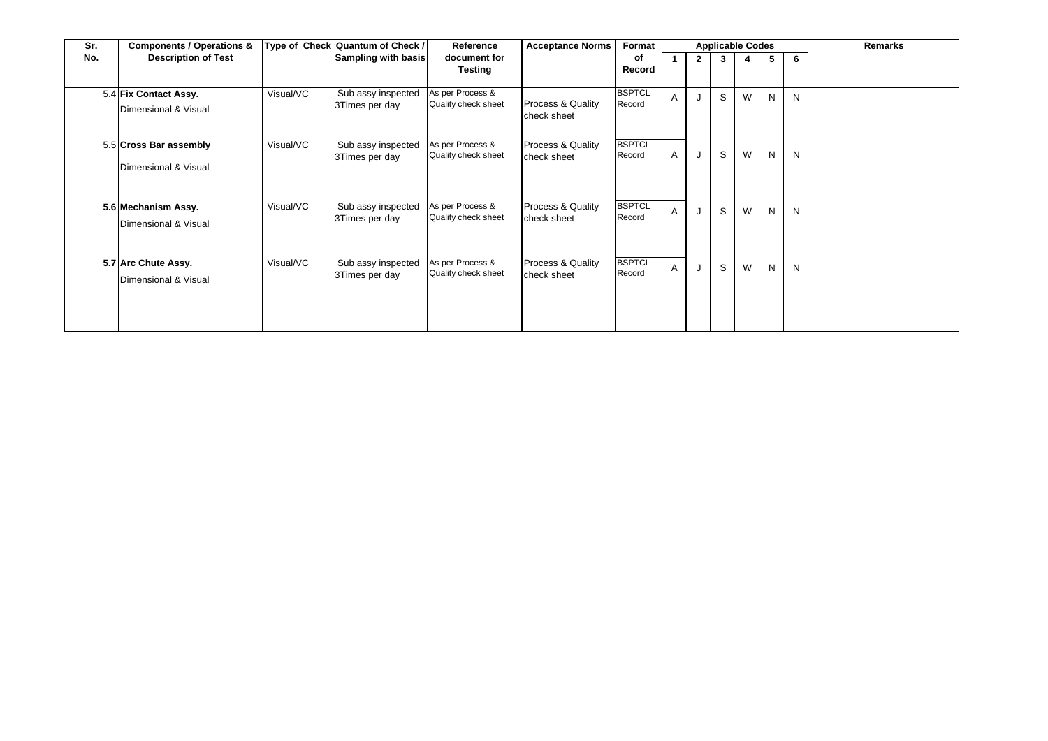| Sr. No. | Components / Operations & Description of Test | Type of Check | Quantum of Check / Sampling with basis | Reference document for Testing | Acceptance Norms | Format of Record | Applicable Codes | | | | | | Remarks |
|---|---|---|---|---|---|---|---|---|---|---|---|---|---|
| | | | | | | | 1 | 2 | 3 | 4 | 5 | 6 | |
| 5.4 | **Fix Contact Assy.** Dimensional & Visual | Visual/VC | Sub assy inspected 3Times per day | As per Process & Quality check sheet | Process & Quality check sheet | BSPTCL Record | A | J | S | W | N | N | |
| 5.5 | **Cross Bar assembly** Dimensional & Visual | Visual/VC | Sub assy inspected 3Times per day | As per Process & Quality check sheet | Process & Quality check sheet | BSPTCL Record | A | J | S | W | N | N | |
| 5.6 | **Mechanism Assy.** Dimensional & Visual | Visual/VC | Sub assy inspected 3Times per day | As per Process & Quality check sheet | Process & Quality check sheet | BSPTCL Record | A | J | S | W | N | N | |
| 5.7 | **Arc Chute Assy.** Dimensional & Visual | Visual/VC | Sub assy inspected 3Times per day | As per Process & Quality check sheet | Process & Quality check sheet | BSPTCL Record | A | J | S | W | N | N | |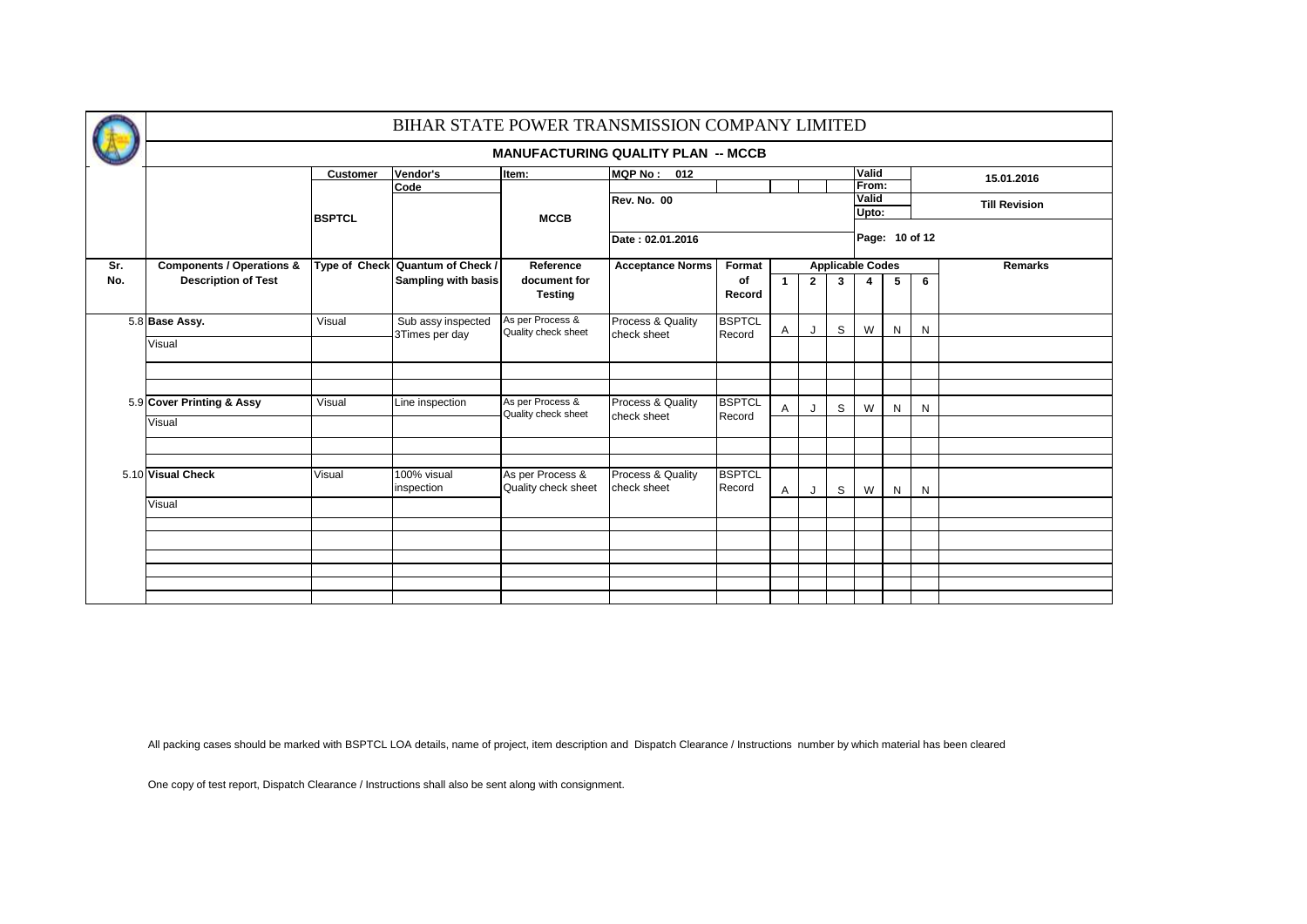# BIHAR STATE POWER TRANSMISSION COMPANY LIMITED

## MANUFACTURING QUALITY PLAN -- MCCB

| | Customer | Vendor's Code | Item: | MQP No : 012 | | Valid From: | 15.01.2016 |
|---|---|---|---|---|---|---|---|
| | BSPTCL | | MCCB | Rev. No. 00 | | Valid Upto: | Till Revision |
| | | | | Date : 02.01.2016 | | Page: 10 of 12 | |

| Sr. No. | Components / Operations & Description of Test | Type of Check | Quantum of Check / Sampling with basis | Reference document for Testing | Acceptance Norms | Format of Record | Applicable Codes 1 | 2 | 3 | 4 | 5 | 6 | Remarks |
|---|---|---|---|---|---|---|---|---|---|---|---|---|---|
| 5.8 | **Base Assy.** | Visual | Sub assy inspected 3Times per day | As per Process & Quality check sheet | Process & Quality check sheet | BSPTCL Record | A | J | S | W | N | N | |
| | Visual | | | | | | | | | | | | |
| | | | | | | | | | | | | | |
| | | | | | | | | | | | | | |
| 5.9 | **Cover Printing & Assy** | Visual | Line inspection | As per Process & Quality check sheet | Process & Quality check sheet | BSPTCL Record | A | J | S | W | N | N | |
| | Visual | | | | | | | | | | | | |
| | | | | | | | | | | | | | |
| | | | | | | | | | | | | | |
| 5.10 | **Visual Check** | Visual | 100% visual inspection | As per Process & Quality check sheet | Process & Quality check sheet | BSPTCL Record | A | J | S | W | N | N | |
| | Visual | | | | | | | | | | | | |
| | | | | | | | | | | | | | |
| | | | | | | | | | | | | | |
| | | | | | | | | | | | | | |
| | | | | | | | | | | | | | |
| | | | | | | | | | | | | | |

All packing cases should be marked with BSPTCL LOA details, name of project, item description and Dispatch Clearance / Instructions number by which material has been cleared

One copy of test report, Dispatch Clearance / Instructions shall also be sent along with consignment.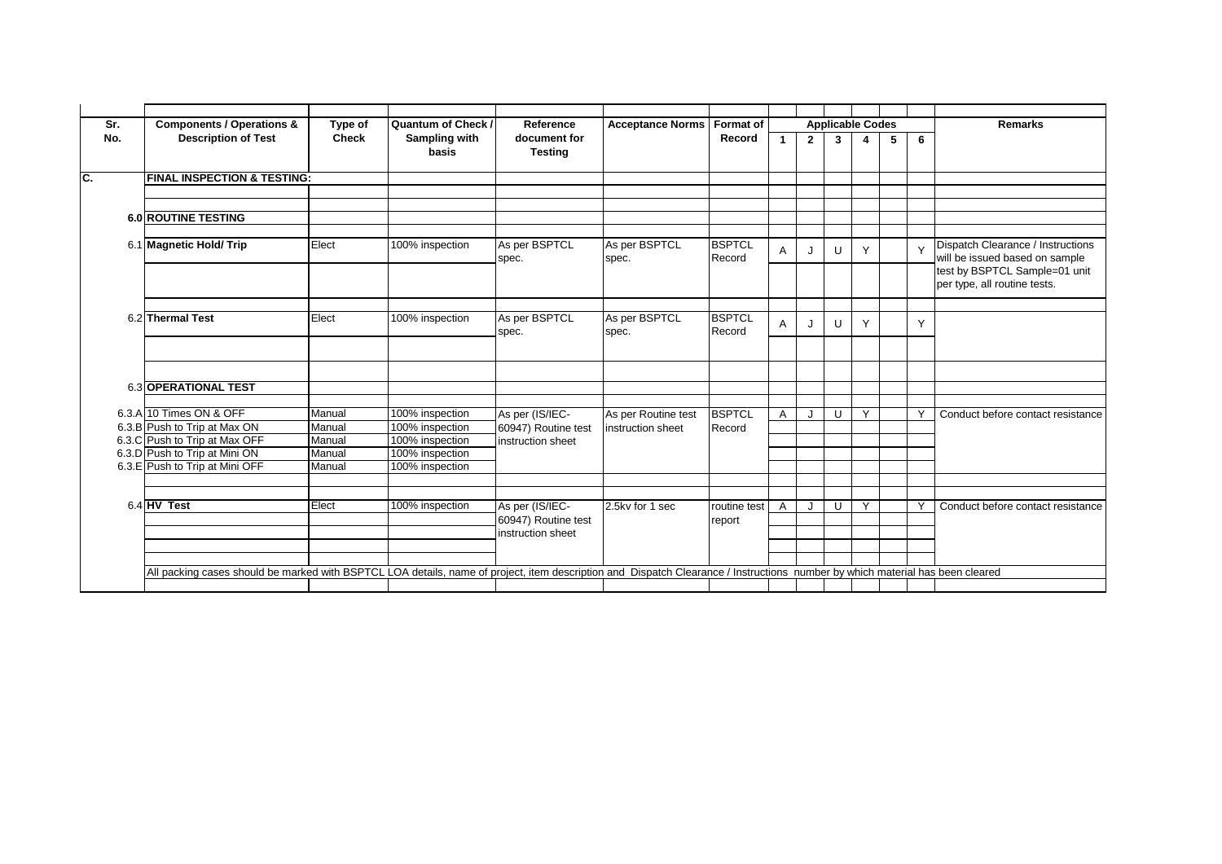| Sr. No. | Components / Operations & Description of Test | Type of Check | Quantum of Check / Sampling with basis | Reference document for Testing | Acceptance Norms | Format of Record | Applicable Codes 1 | 2 | 3 | 4 | 5 | 6 | Remarks |
|---|---|---|---|---|---|---|---|---|---|---|---|---|---|
| C. | FINAL INSPECTION & TESTING: | | | | | | | | | | | | |
| 6.0 | **ROUTINE TESTING** | | | | | | | | | | | | |
| 6.1 | **Magnetic Hold/ Trip** | Elect | 100% inspection | As per BSPTCL spec. | As per BSPTCL spec. | BSPTCL Record | A | J | U | Y | | Y | Dispatch Clearance / Instructions will be issued based on sample test by BSPTCL Sample=01 unit per type, all routine tests. |
| 6.2 | **Thermal Test** | Elect | 100% inspection | As per BSPTCL spec. | As per BSPTCL spec. | BSPTCL Record | A | J | U | Y | | Y | |
| 6.3 | **OPERATIONAL TEST** | | | | | | | | | | | | |
| 6.3.A | 10 Times ON & OFF | Manual | 100% inspection | As per (IS/IEC-60947) Routine test instruction sheet | As per Routine test instruction sheet | BSPTCL Record | A | J | U | Y | | Y | Conduct before contact resistance |
| 6.3.B | Push to Trip at Max ON | Manual | 100% inspection | | | | | | | | | | |
| 6.3.C | Push to Trip at Max OFF | Manual | 100% inspection | | | | | | | | | | |
| 6.3.D | Push to Trip at Mini ON | Manual | 100% inspection | | | | | | | | | | |
| 6.3.E | Push to Trip at Mini OFF | Manual | 100% inspection | | | | | | | | | | |
| 6.4 | **HV Test** | Elect | 100% inspection | As per (IS/IEC-60947) Routine test instruction sheet | 2.5kv for 1 sec | routine test report | A | J | U | Y | | Y | Conduct before contact resistance |
| | All packing cases should be marked with BSPTCL LOA details, name of project, item description and Dispatch Clearance / Instructions number by which material has been cleared | | | | | | | | | | | | |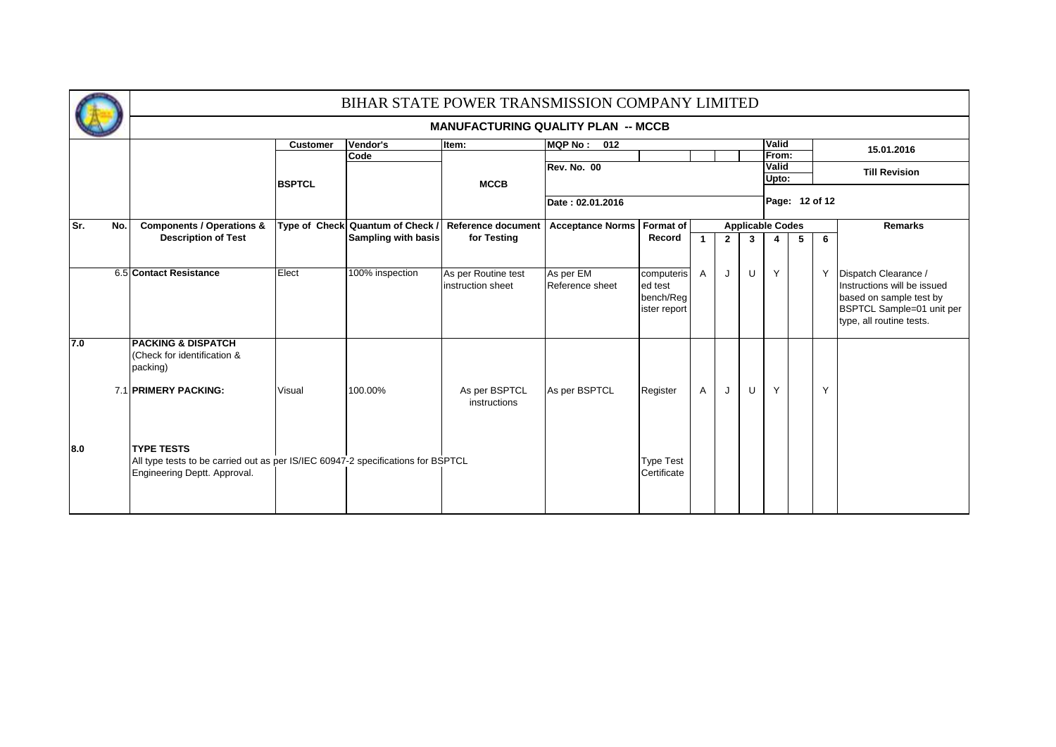# BIHAR STATE POWER TRANSMISSION COMPANY LIMITED

## MANUFACTURING QUALITY PLAN -- MCCB

| Customer | Vendor's Code | Item: | MQP No : 012 | Valid From: | 15.01.2016 |
|---|---|---|---|---|---|
| BSPTCL | | MCCB | Rev. No. 00 | Valid Upto: | Till Revision |
| | | | Date : 02.01.2016 | | |

| Sr. No. | Components / Operations & Description of Test | Type of Check | Quantum of Check / Sampling with basis | Reference document for Testing | Acceptance Norms | Format of Record | Applicable Codes 1 | 2 | 3 | 4 | 5 | 6 | Remarks |
|---|---|---|---|---|---|---|---|---|---|---|---|---|---|
| 6.5 | **Contact Resistance** | Elect | 100% inspection | As per Routine test instruction sheet | As per EM Reference sheet | computerised test bench/Register report | A | J | U | Y | | Y | Dispatch Clearance / Instructions will be issued based on sample test by BSPTCL Sample=01 unit per type, all routine tests. |
| **7.0** | **PACKING & DISPATCH** (Check for identification & packing) | | | | | | | | | | | | |
| 7.1 | **PRIMERY PACKING:** | Visual | 100.00% | As per BSPTCL instructions | As per BSPTCL | Register | A | J | U | Y | | Y | |
| **8.0** | **TYPE TESTS** All type tests to be carried out as per IS/IEC 60947-2 specifications for BSPTCL Engineering Deptt. Approval. | | | | | Type Test Certificate | | | | | | | |